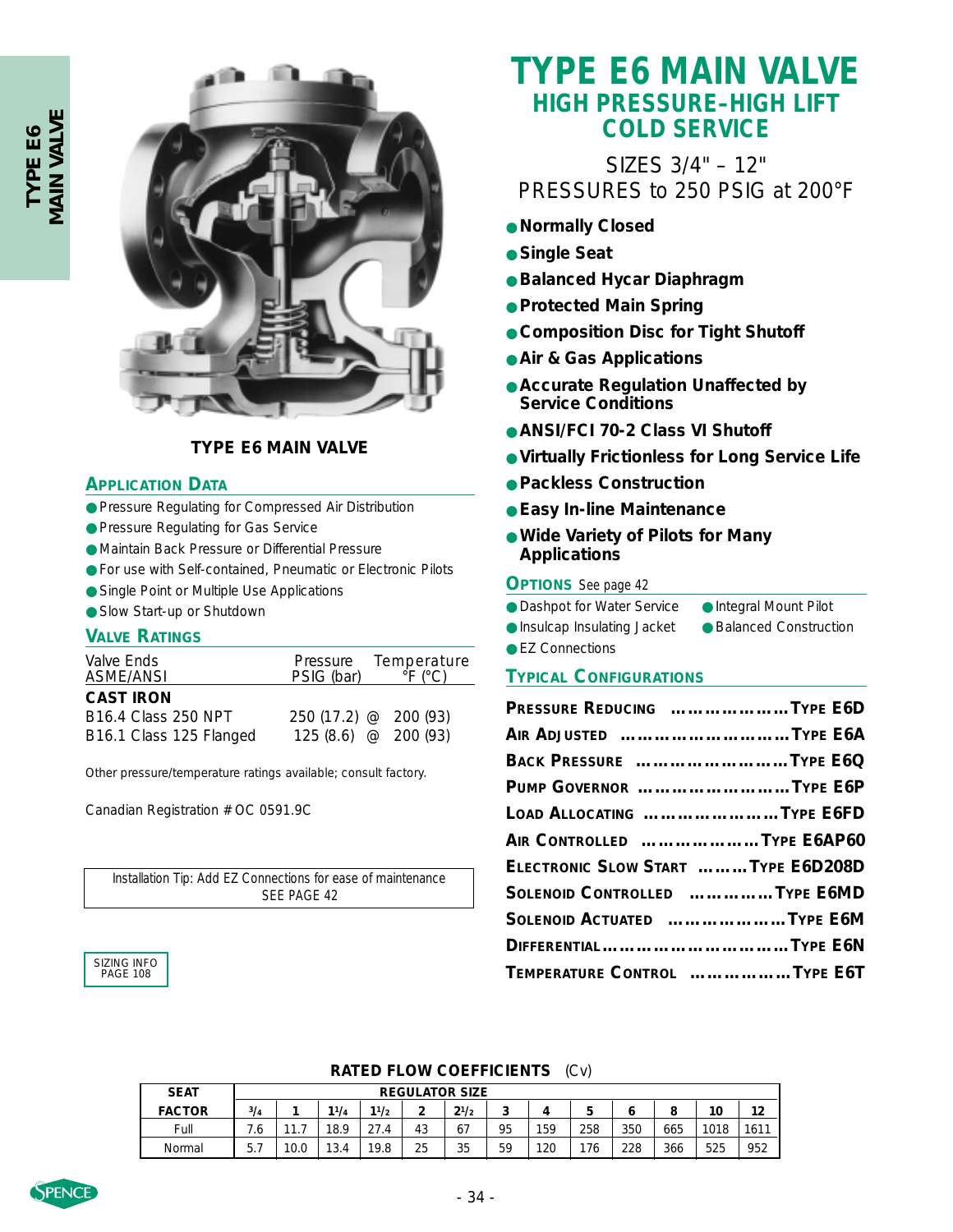# TYPE E6 MAIN VALVE

## HIGH PRESSURE–HIGH LIFT COLD SERVICE

SIZES 3/4" – 12"
PRESSURES to 250 PSIG at 200°F

- **Normally Closed**
- **Single Seat**
- **Balanced Hycar Diaphragm**
- **Protected Main Spring**
- **Composition Disc for Tight Shutoff**
- **Air & Gas Applications**
- **Accurate Regulation Unaffected by Service Conditions**
- **ANSI/FCI 70-2 Class VI Shutoff**
- **Virtually Frictionless for Long Service Life**
- **Packless Construction**
- **Easy In-line Maintenance**
- **Wide Variety of Pilots for Many Applications**

**TYPE E6 MAIN VALVE**

### Application Data

- Pressure Regulating for Compressed Air Distribution
- Pressure Regulating for Gas Service
- Maintain Back Pressure or Differential Pressure
- For use with Self-contained, Pneumatic or Electronic Pilots
- Single Point or Multiple Use Applications
- Slow Start-up or Shutdown

### Valve Ratings

| Valve Ends ASME/ANSI | Pressure PSIG (bar) | Temperature °F (°C) |
|---|---|---|
| **CAST IRON** | | |
| B16.4 Class 250 NPT | 250 (17.2) @ | 200 (93) |
| B16.1 Class 125 Flanged | 125 (8.6) @ | 200 (93) |

Other pressure/temperature ratings available; consult factory.

Canadian Registration # OC 0591.9C

Installation Tip: Add EZ Connections for ease of maintenance SEE PAGE 42

SIZING INFO PAGE 108

### Options See page 42

- Dashpot for Water Service
- Insulcap Insulating Jacket
- EZ Connections
- Integral Mount Pilot
- Balanced Construction

### Typical Configurations

- **Pressure Reducing** ………………… **Type E6D**
- **Air Adjusted** ……………………… **Type E6A**
- **Back Pressure** …………………… **Type E6Q**
- **Pump Governor** …………………… **Type E6P**
- **Load Allocating** ………………… **Type E6FD**
- **Air Controlled** ………………… **Type E6AP60**
- **Electronic Slow Start** ……… **Type E6D208D**
- **Solenoid Controlled** …………… **Type E6MD**
- **Solenoid Actuated** ……………… **Type E6M**
- **Differential** …………………………… **Type E6N**
- **Temperature Control** …………… **Type E6T**

**RATED FLOW COEFFICIENTS** (Cv)

| SEAT FACTOR | REGULATOR SIZE | | | | | | | | | | | | |
|---|---|---|---|---|---|---|---|---|---|---|---|---|---|
| | 3/4 | 1 | 1 1/4 | 1 1/2 | 2 | 2 1/2 | 3 | 4 | 5 | 6 | 8 | 10 | 12 |
| Full | 7.6 | 11.7 | 18.9 | 27.4 | 43 | 67 | 95 | 159 | 258 | 350 | 665 | 1018 | 1611 |
| Normal | 5.7 | 10.0 | 13.4 | 19.8 | 25 | 35 | 59 | 120 | 176 | 228 | 366 | 525 | 952 |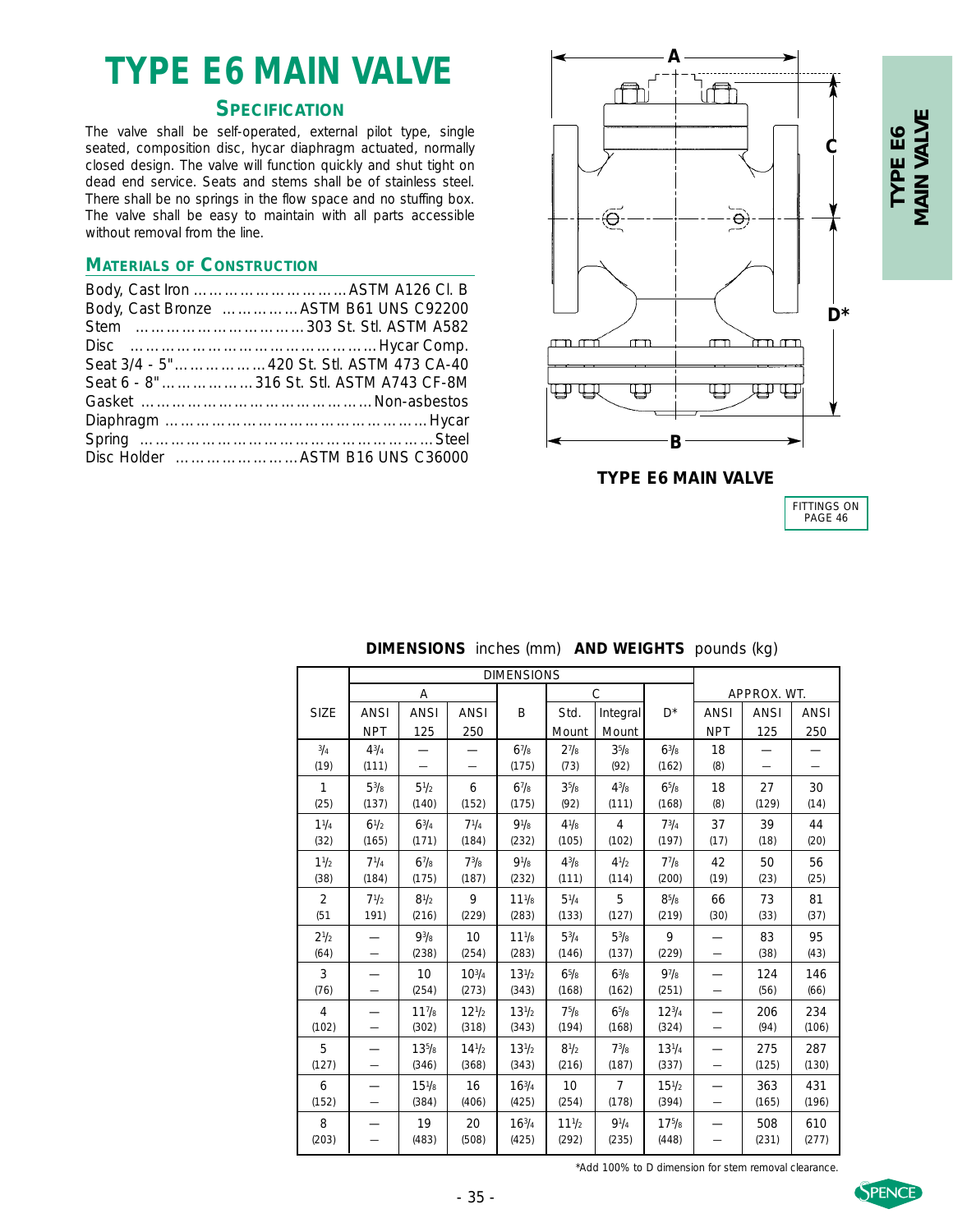# TYPE E6 MAIN VALVE

## SPECIFICATION

The valve shall be self-operated, external pilot type, single seated, composition disc, hycar diaphragm actuated, normally closed design. The valve will function quickly and shut tight on dead end service. Seats and stems shall be of stainless steel. There shall be no springs in the flow space and no stuffing box. The valve shall be easy to maintain with all parts accessible without removal from the line.

### MATERIALS OF CONSTRUCTION

Body, Cast Iron …………………………ASTM A126 Cl. B
Body, Cast Bronze ……………ASTM B61 UNS C92200
Stem ……………………………303 St. Stl. ASTM A582
Disc ………………………………………Hycar Comp.
Seat 3/4 - 5"………………420 St. Stl. ASTM 473 CA-40
Seat 6 - 8"………………316 St. Stl. ASTM A743 CF-8M
Gasket ………………………………………Non-asbestos
Diaphragm ……………………………………………Hycar
Spring ………………………………………………Steel
Disc Holder ……………………ASTM B16 UNS C36000

A
C
D*
B

TYPE E6 MAIN VALVE

FITTINGS ON PAGE 46

**DIMENSIONS** inches (mm) **AND WEIGHTS** pounds (kg)

| SIZE | DIMENSIONS | | | | | | | APPROX. WT. | | |
|---|---|---|---|---|---|---|---|---|---|---|
| | A | | | B | C | | D* | | | |
| | ANSI NPT | ANSI 125 | ANSI 250 | | Std. Mount | Integral Mount | | ANSI NPT | ANSI 125 | ANSI 250 |
| 3/4 (19) | 4 3/4 (111) | — | — | 6 7/8 (175) | 2 7/8 (73) | 3 5/8 (92) | 6 3/8 (162) | 18 (8) | — | — |
| 1 (25) | 5 3/8 (137) | 5 1/2 (140) | 6 (152) | 6 7/8 (175) | 3 5/8 (92) | 4 3/8 (111) | 6 5/8 (168) | 18 (8) | 27 (129) | 30 (14) |
| 1 1/4 (32) | 6 1/2 (165) | 6 3/4 (171) | 7 1/4 (184) | 9 1/8 (232) | 4 1/8 (105) | 4 (102) | 7 3/4 (197) | 37 (17) | 39 (18) | 44 (20) |
| 1 1/2 (38) | 7 1/4 (184) | 6 7/8 (175) | 7 3/8 (187) | 9 1/8 (232) | 4 3/8 (111) | 4 1/2 (114) | 7 7/8 (200) | 42 (19) | 50 (23) | 56 (25) |
| 2 (51 | 7 1/2 191) | 8 1/2 (216) | 9 (229) | 11 1/8 (283) | 5 1/4 (133) | 5 (127) | 8 5/8 (219) | 66 (30) | 73 (33) | 81 (37) |
| 2 1/2 (64) | — | 9 3/8 (238) | 10 (254) | 11 1/8 (283) | 5 3/4 (146) | 5 3/8 (137) | 9 (229) | — | 83 (38) | 95 (43) |
| 3 (76) | — | 10 (254) | 10 3/4 (273) | 13 1/2 (343) | 6 5/8 (168) | 6 3/8 (162) | 9 7/8 (251) | — | 124 (56) | 146 (66) |
| 4 (102) | — | 11 7/8 (302) | 12 1/2 (318) | 13 1/2 (343) | 7 5/8 (194) | 6 5/8 (168) | 12 3/4 (324) | — | 206 (94) | 234 (106) |
| 5 (127) | — | 13 5/8 (346) | 14 1/2 (368) | 13 1/2 (343) | 8 1/2 (216) | 7 3/8 (187) | 13 1/4 (337) | — | 275 (125) | 287 (130) |
| 6 (152) | — | 15 1/8 (384) | 16 (406) | 16 3/4 (425) | 10 (254) | 7 (178) | 15 1/2 (394) | — | 363 (165) | 431 (196) |
| 8 (203) | — | 19 (483) | 20 (508) | 16 3/4 (425) | 11 1/2 (292) | 9 1/4 (235) | 17 5/8 (448) | — | 508 (231) | 610 (277) |

*Add 100% to D dimension for stem removal clearance.